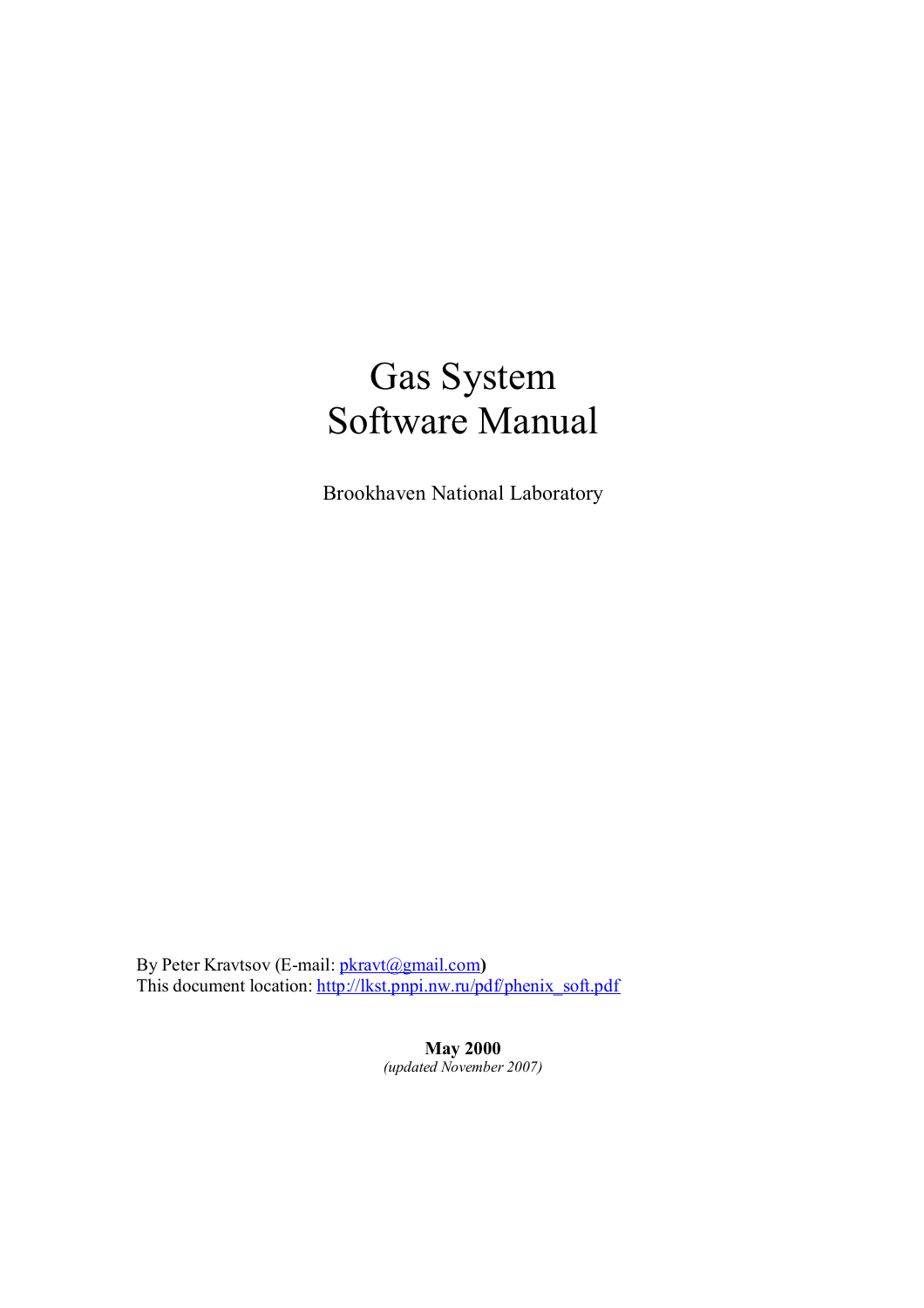# Gas System
# Software Manual

Brookhaven National Laboratory

By Peter Kravtsov (E-mail: [pkravt@gmail.com](mailto:pkravt@gmail.com)**)**
This document location: [http://lkst.pnpi.nw.ru/pdf/phenix_soft.pdf](http://lkst.pnpi.nw.ru/pdf/phenix_soft.pdf)

**May 2000**
*(updated November 2007)*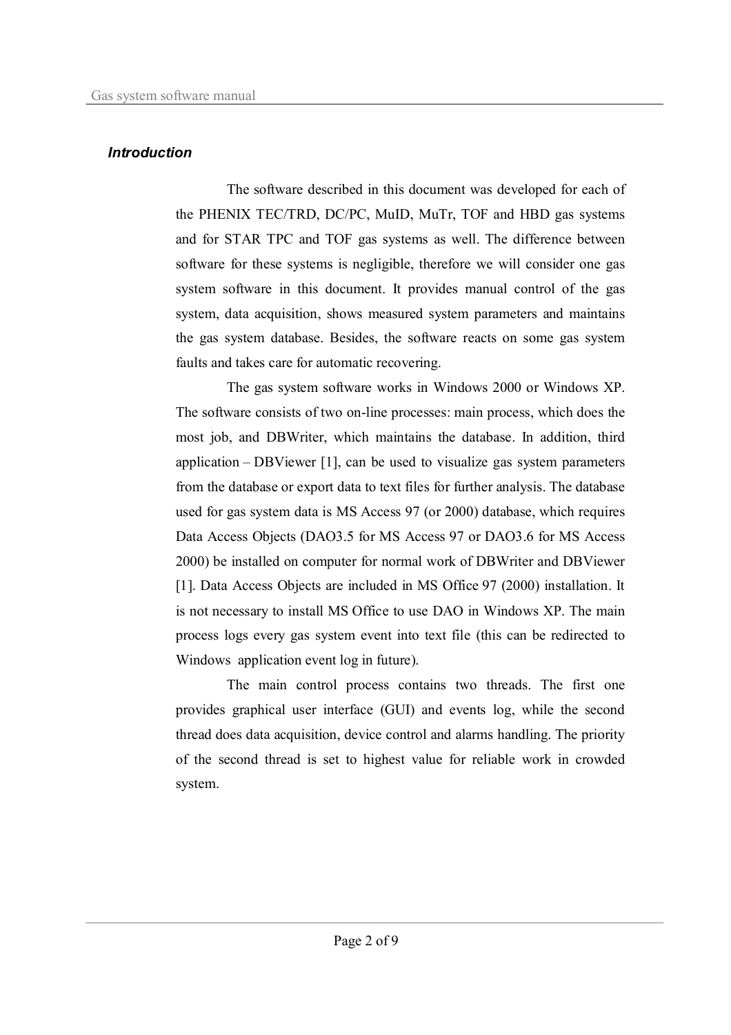## *Introduction*

The software described in this document was developed for each of the PHENIX TEC/TRD, DC/PC, MuID, MuTr, TOF and HBD gas systems and for STAR TPC and TOF gas systems as well. The difference between software for these systems is negligible, therefore we will consider one gas system software in this document. It provides manual control of the gas system, data acquisition, shows measured system parameters and maintains the gas system database. Besides, the software reacts on some gas system faults and takes care for automatic recovering.

The gas system software works in Windows 2000 or Windows XP. The software consists of two on-line processes: main process, which does the most job, and DBWriter, which maintains the database. In addition, third application – DBViewer [1], can be used to visualize gas system parameters from the database or export data to text files for further analysis. The database used for gas system data is MS Access 97 (or 2000) database, which requires Data Access Objects (DAO3.5 for MS Access 97 or DAO3.6 for MS Access 2000) be installed on computer for normal work of DBWriter and DBViewer [1]. Data Access Objects are included in MS Office 97 (2000) installation. It is not necessary to install MS Office to use DAO in Windows XP. The main process logs every gas system event into text file (this can be redirected to Windows application event log in future).

The main control process contains two threads. The first one provides graphical user interface (GUI) and events log, while the second thread does data acquisition, device control and alarms handling. The priority of the second thread is set to highest value for reliable work in crowded system.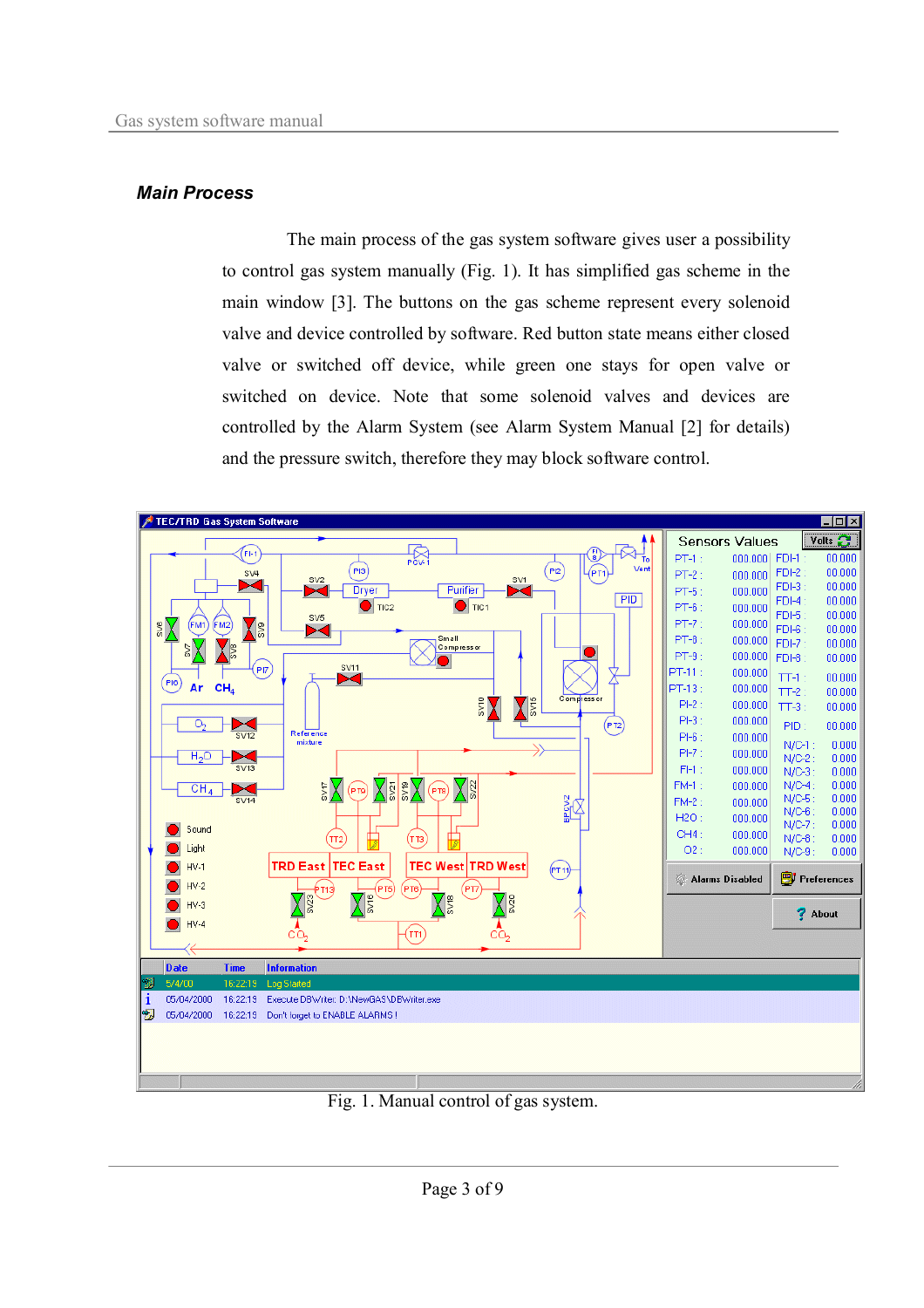### *Main Process*

The main process of the gas system software gives user a possibility to control gas system manually (Fig. 1). It has simplified gas scheme in the main window [3]. The buttons on the gas scheme represent every solenoid valve and device controlled by software. Red button state means either closed valve or switched off device, while green one stays for open valve or switched on device. Note that some solenoid valves and devices are controlled by the Alarm System (see Alarm System Manual [2] for details) and the pressure switch, therefore they may block software control.

Fig. 1. Manual control of gas system.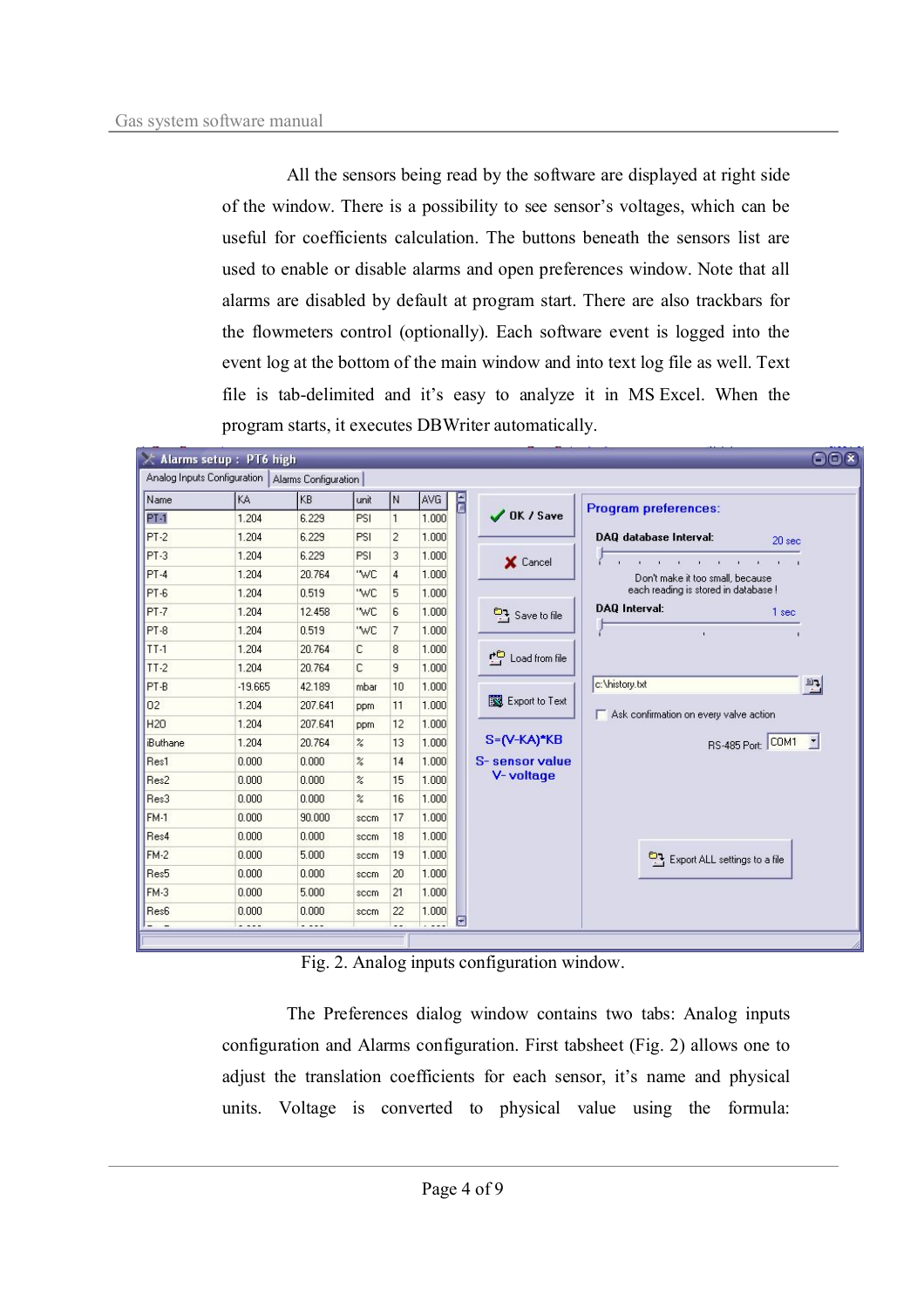All the sensors being read by the software are displayed at right side of the window. There is a possibility to see sensor's voltages, which can be useful for coefficients calculation. The buttons beneath the sensors list are used to enable or disable alarms and open preferences window. Note that all alarms are disabled by default at program start. There are also trackbars for the flowmeters control (optionally). Each software event is logged into the event log at the bottom of the main window and into text log file as well. Text file is tab-delimited and it's easy to analyze it in MS Excel. When the program starts, it executes DBWriter automatically.

Fig. 2. Analog inputs configuration window.

The Preferences dialog window contains two tabs: Analog inputs configuration and Alarms configuration. First tabsheet (Fig. 2) allows one to adjust the translation coefficients for each sensor, it's name and physical units. Voltage is converted to physical value using the formula: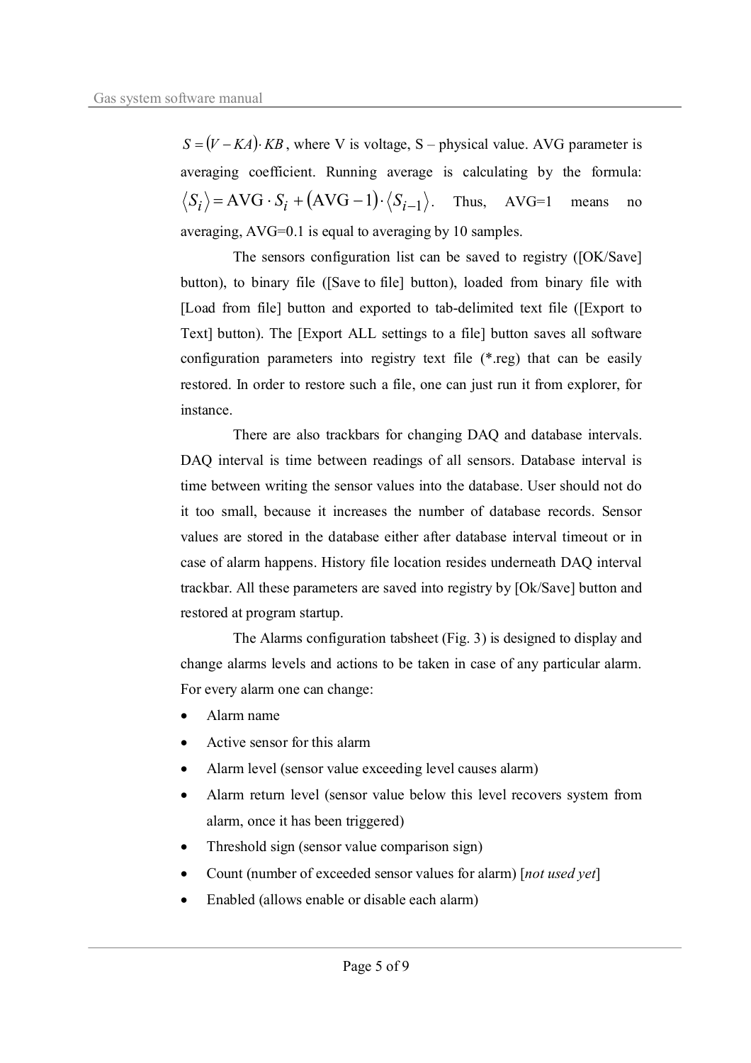$S = (V - KA) \cdot KB$, where V is voltage, S – physical value. AVG parameter is averaging coefficient. Running average is calculating by the formula: $\langle S_i \rangle = \text{AVG} \cdot S_i + (\text{AVG} - 1) \cdot \langle S_{i-1} \rangle$. Thus, AVG=1 means no averaging, AVG=0.1 is equal to averaging by 10 samples.

The sensors configuration list can be saved to registry ([OK/Save] button), to binary file ([Save to file] button), loaded from binary file with [Load from file] button and exported to tab-delimited text file ([Export to Text] button). The [Export ALL settings to a file] button saves all software configuration parameters into registry text file (*.reg) that can be easily restored. In order to restore such a file, one can just run it from explorer, for instance.

There are also trackbars for changing DAQ and database intervals. DAQ interval is time between readings of all sensors. Database interval is time between writing the sensor values into the database. User should not do it too small, because it increases the number of database records. Sensor values are stored in the database either after database interval timeout or in case of alarm happens. History file location resides underneath DAQ interval trackbar. All these parameters are saved into registry by [Ok/Save] button and restored at program startup.

The Alarms configuration tabsheet (Fig. 3) is designed to display and change alarms levels and actions to be taken in case of any particular alarm. For every alarm one can change:

- Alarm name
- Active sensor for this alarm
- Alarm level (sensor value exceeding level causes alarm)
- Alarm return level (sensor value below this level recovers system from alarm, once it has been triggered)
- Threshold sign (sensor value comparison sign)
- Count (number of exceeded sensor values for alarm) [*not used yet*]
- Enabled (allows enable or disable each alarm)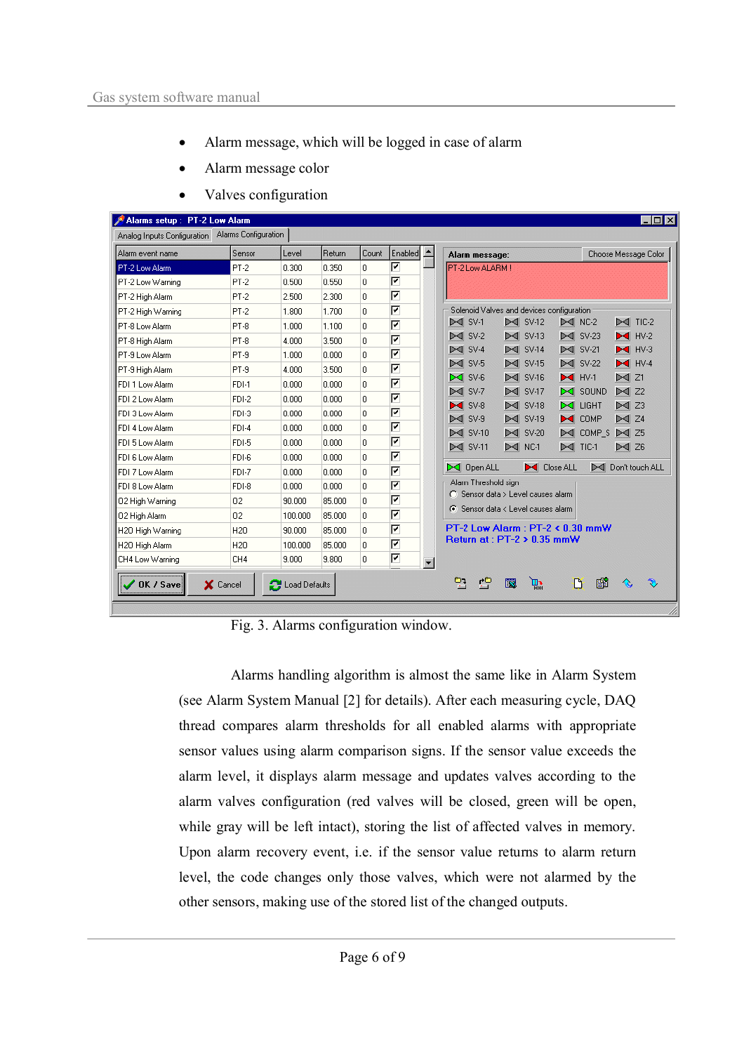- Alarm message, which will be logged in case of alarm
- Alarm message color
- Valves configuration

Fig. 3. Alarms configuration window.

Alarms handling algorithm is almost the same like in Alarm System (see Alarm System Manual [2] for details). After each measuring cycle, DAQ thread compares alarm thresholds for all enabled alarms with appropriate sensor values using alarm comparison signs. If the sensor value exceeds the alarm level, it displays alarm message and updates valves according to the alarm valves configuration (red valves will be closed, green will be open, while gray will be left intact), storing the list of affected valves in memory. Upon alarm recovery event, i.e. if the sensor value returns to alarm return level, the code changes only those valves, which were not alarmed by the other sensors, making use of the stored list of the changed outputs.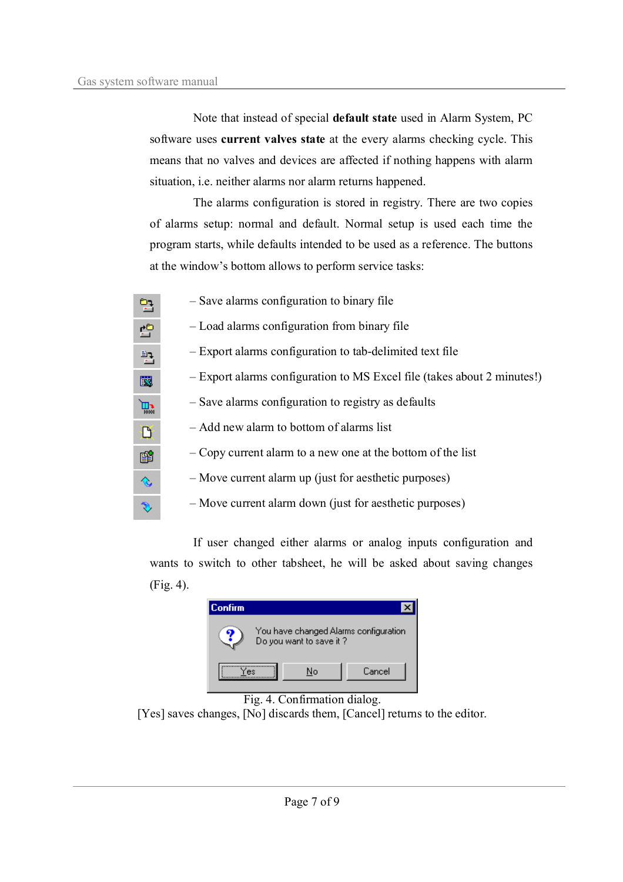Note that instead of special **default state** used in Alarm System, PC software uses **current valves state** at the every alarms checking cycle. This means that no valves and devices are affected if nothing happens with alarm situation, i.e. neither alarms nor alarm returns happened.

The alarms configuration is stored in registry. There are two copies of alarms setup: normal and default. Normal setup is used each time the program starts, while defaults intended to be used as a reference. The buttons at the window's bottom allows to perform service tasks:

– Save alarms configuration to binary file

– Load alarms configuration from binary file

– Export alarms configuration to tab-delimited text file

– Export alarms configuration to MS Excel file (takes about 2 minutes!)

– Save alarms configuration to registry as defaults

– Add new alarm to bottom of alarms list

– Copy current alarm to a new one at the bottom of the list

– Move current alarm up (just for aesthetic purposes)

– Move current alarm down (just for aesthetic purposes)

If user changed either alarms or analog inputs configuration and wants to switch to other tabsheet, he will be asked about saving changes (Fig. 4).

Fig. 4. Confirmation dialog.

[Yes] saves changes, [No] discards them, [Cancel] returns to the editor.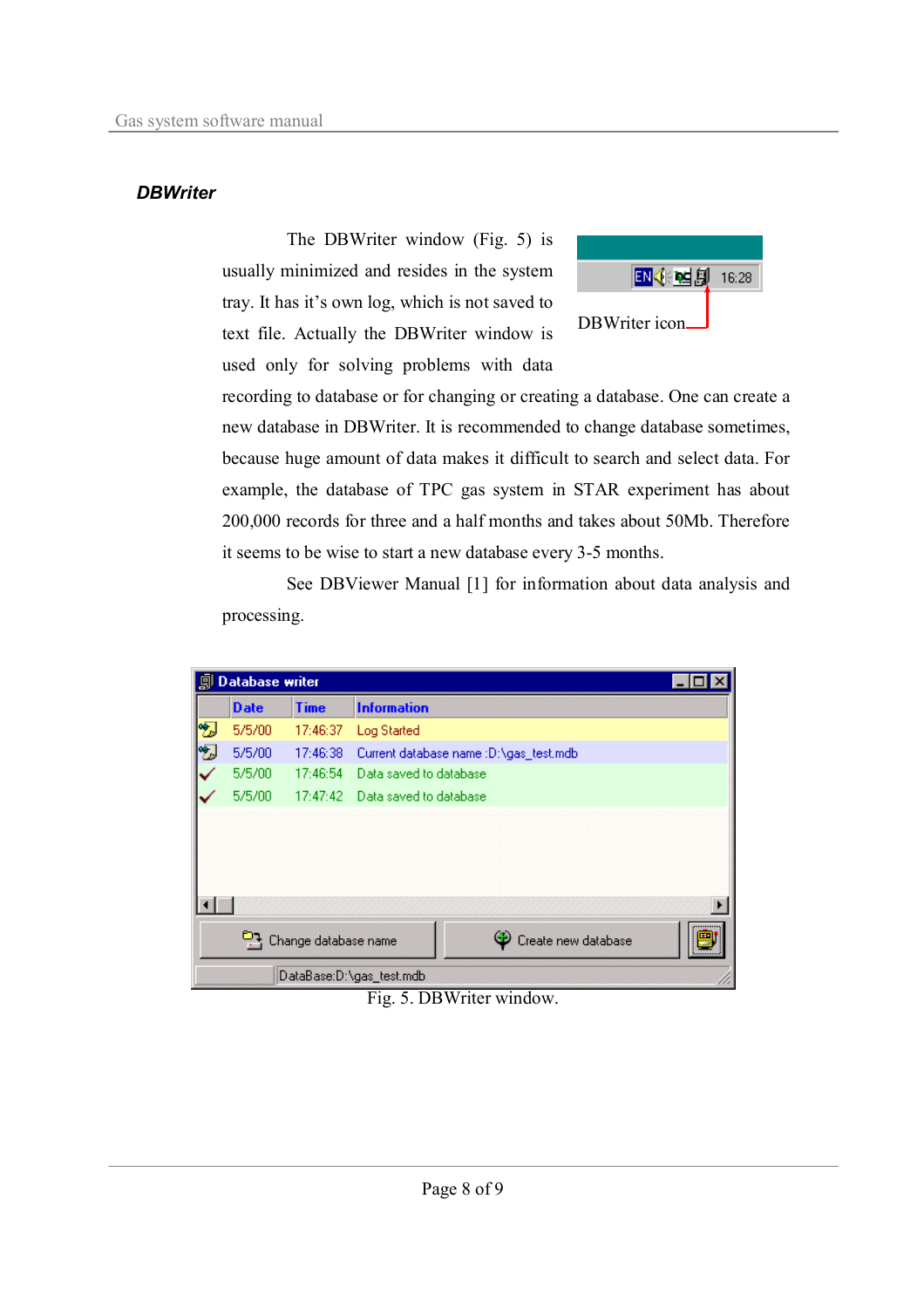## DBWriter

The DBWriter window (Fig. 5) is usually minimized and resides in the system tray. It has it's own log, which is not saved to text file. Actually the DBWriter window is used only for solving problems with data recording to database or for changing or creating a database. One can create a new database in DBWriter. It is recommended to change database sometimes, because huge amount of data makes it difficult to search and select data. For example, the database of TPC gas system in STAR experiment has about 200,000 records for three and a half months and takes about 50Mb. Therefore it seems to be wise to start a new database every 3-5 months.

DBWriter icon

See DBViewer Manual [1] for information about data analysis and processing.

Fig. 5. DBWriter window.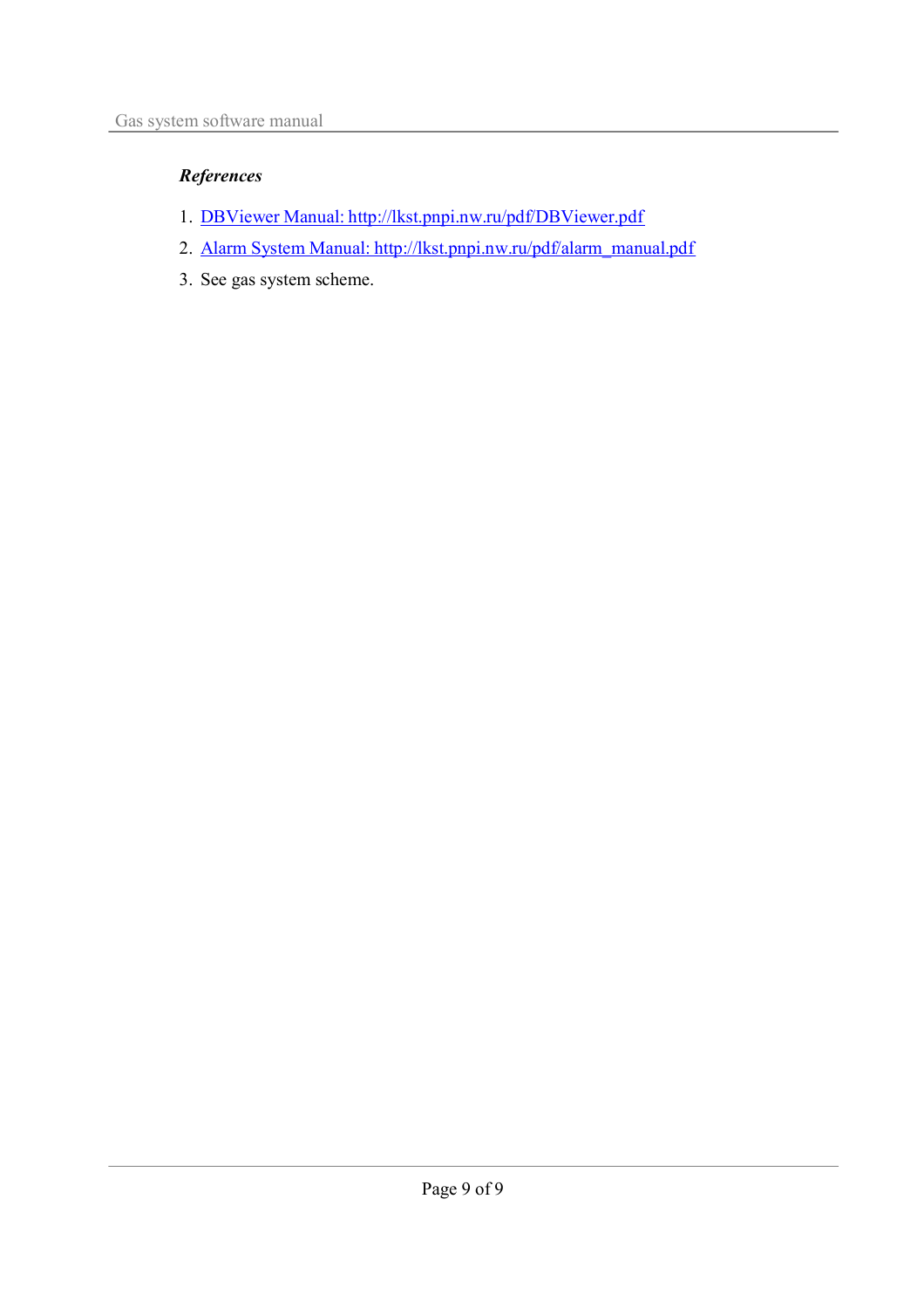***References***

1. DBViewer Manual: http://lkst.pnpi.nw.ru/pdf/DBViewer.pdf
2. Alarm System Manual: http://lkst.pnpi.nw.ru/pdf/alarm_manual.pdf
3. See gas system scheme.